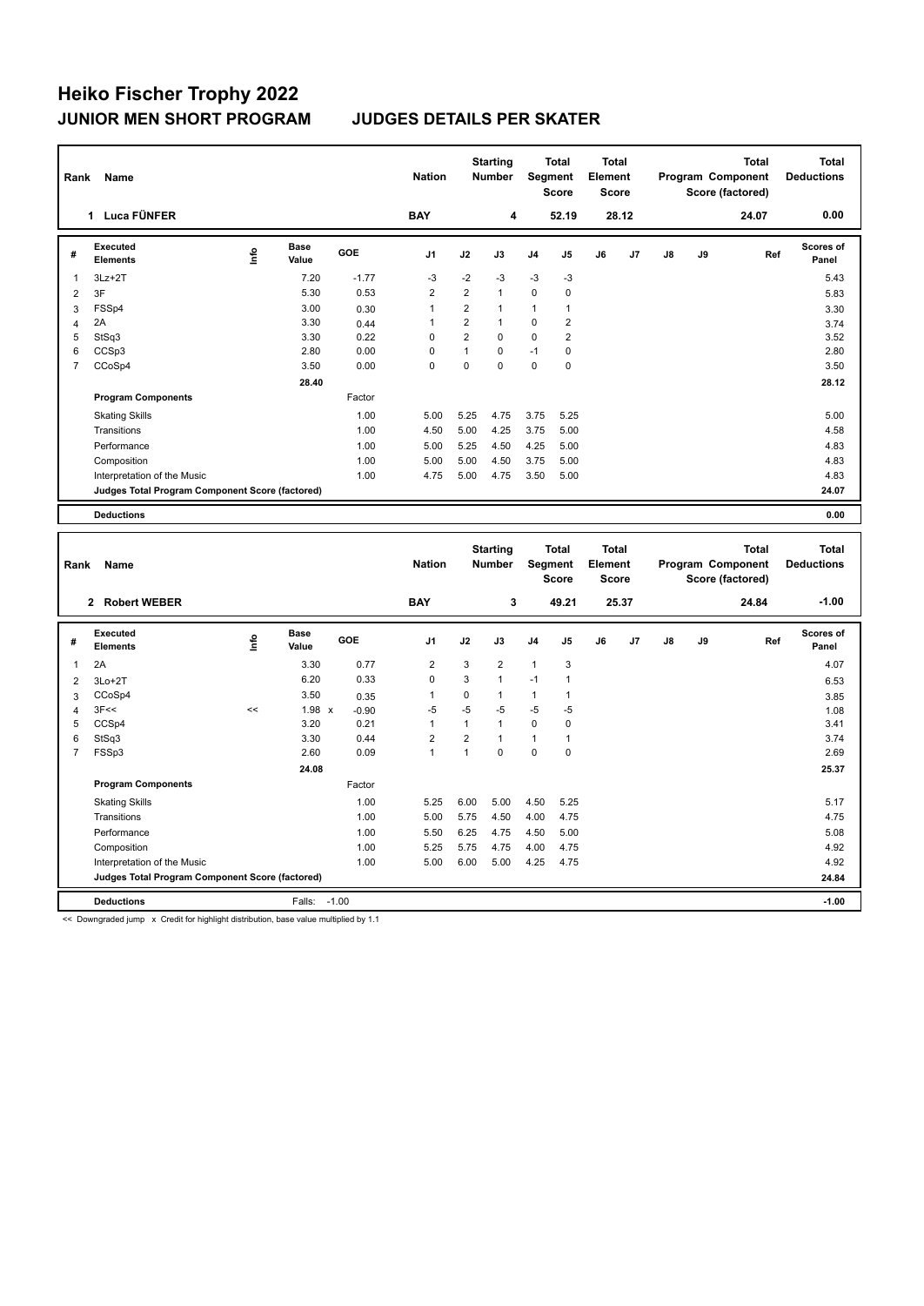# Heiko Fischer Trophy 2022

## JUNIOR MEN SHORT PROGRAM JUDGES DETAILS PER SKATER

| Rank | Name | Nation | Starting Number | Total Segment Score | Total Element Score | Total Program Component Score (factored) | Total Deductions |
|---|---|---|---|---|---|---|---|
| 1 | Luca FÜNFER | BAY | 4 | 52.19 | 28.12 | 24.07 | 0.00 |

| # | Executed Elements | Info | Base Value | GOE | J1 | J2 | J3 | J4 | J5 | J6 | J7 | J8 | J9 | Ref | Scores of Panel |
|---|---|---|---|---|---|---|---|---|---|---|---|---|---|---|---|
| 1 | 3Lz+2T | | 7.20 | -1.77 | -3 | -2 | -3 | -3 | -3 | | | | | | 5.43 |
| 2 | 3F | | 5.30 | 0.53 | 2 | 2 | 1 | 0 | 0 | | | | | | 5.83 |
| 3 | FSSp4 | | 3.00 | 0.30 | 1 | 2 | 1 | 1 | 1 | | | | | | 3.30 |
| 4 | 2A | | 3.30 | 0.44 | 1 | 2 | 1 | 0 | 2 | | | | | | 3.74 |
| 5 | StSq3 | | 3.30 | 0.22 | 0 | 2 | 0 | 0 | 2 | | | | | | 3.52 |
| 6 | CCSp3 | | 2.80 | 0.00 | 0 | 1 | 0 | -1 | 0 | | | | | | 2.80 |
| 7 | CCoSp4 | | 3.50 | 0.00 | 0 | 0 | 0 | 0 | 0 | | | | | | 3.50 |
| | | | 28.40 | | | | | | | | | | | | 28.12 |

| Program Components | Factor | J1 | J2 | J3 | J4 | J5 | J6 | J7 | J8 | J9 | Scores of Panel |
|---|---|---|---|---|---|---|---|---|---|---|---|
| Skating Skills | 1.00 | 5.00 | 5.25 | 4.75 | 3.75 | 5.25 | | | | | 5.00 |
| Transitions | 1.00 | 4.50 | 5.00 | 4.25 | 3.75 | 5.00 | | | | | 4.58 |
| Performance | 1.00 | 5.00 | 5.25 | 4.50 | 4.25 | 5.00 | | | | | 4.83 |
| Composition | 1.00 | 5.00 | 5.00 | 4.50 | 3.75 | 5.00 | | | | | 4.83 |
| Interpretation of the Music | 1.00 | 4.75 | 5.00 | 4.75 | 3.50 | 5.00 | | | | | 4.83 |
| Judges Total Program Component Score (factored) | | | | | | | | | | | 24.07 |

| Deductions | 0.00 |
|---|---|

| Rank | Name | Nation | Starting Number | Total Segment Score | Total Element Score | Total Program Component Score (factored) | Total Deductions |
|---|---|---|---|---|---|---|---|
| 2 | Robert WEBER | BAY | 3 | 49.21 | 25.37 | 24.84 | -1.00 |

| # | Executed Elements | Info | Base Value | GOE | J1 | J2 | J3 | J4 | J5 | J6 | J7 | J8 | J9 | Ref | Scores of Panel |
|---|---|---|---|---|---|---|---|---|---|---|---|---|---|---|---|
| 1 | 2A | | 3.30 | 0.77 | 2 | 3 | 2 | 1 | 3 | | | | | | 4.07 |
| 2 | 3Lo+2T | | 6.20 | 0.33 | 0 | 3 | 1 | -1 | 1 | | | | | | 6.53 |
| 3 | CCoSp4 | | 3.50 | 0.35 | 1 | 0 | 1 | 1 | 1 | | | | | | 3.85 |
| 4 | 3F<< | << | 1.98 x | -0.90 | -5 | -5 | -5 | -5 | -5 | | | | | | 1.08 |
| 5 | CCSp4 | | 3.20 | 0.21 | 1 | 1 | 1 | 0 | 0 | | | | | | 3.41 |
| 6 | StSq3 | | 3.30 | 0.44 | 2 | 2 | 1 | 1 | 1 | | | | | | 3.74 |
| 7 | FSSp3 | | 2.60 | 0.09 | 1 | 1 | 0 | 0 | 0 | | | | | | 2.69 |
| | | | 24.08 | | | | | | | | | | | | 25.37 |

| Program Components | Factor | J1 | J2 | J3 | J4 | J5 | J6 | J7 | J8 | J9 | Scores of Panel |
|---|---|---|---|---|---|---|---|---|---|---|---|
| Skating Skills | 1.00 | 5.25 | 6.00 | 5.00 | 4.50 | 5.25 | | | | | 5.17 |
| Transitions | 1.00 | 5.00 | 5.75 | 4.50 | 4.00 | 4.75 | | | | | 4.75 |
| Performance | 1.00 | 5.50 | 6.25 | 4.75 | 4.50 | 5.00 | | | | | 5.08 |
| Composition | 1.00 | 5.25 | 5.75 | 4.75 | 4.00 | 4.75 | | | | | 4.92 |
| Interpretation of the Music | 1.00 | 5.00 | 6.00 | 5.00 | 4.25 | 4.75 | | | | | 4.92 |
| Judges Total Program Component Score (factored) | | | | | | | | | | | 24.84 |

| Deductions | Falls: -1.00 | -1.00 |
|---|---|---|

<< Downgraded jump x Credit for highlight distribution, base value multiplied by 1.1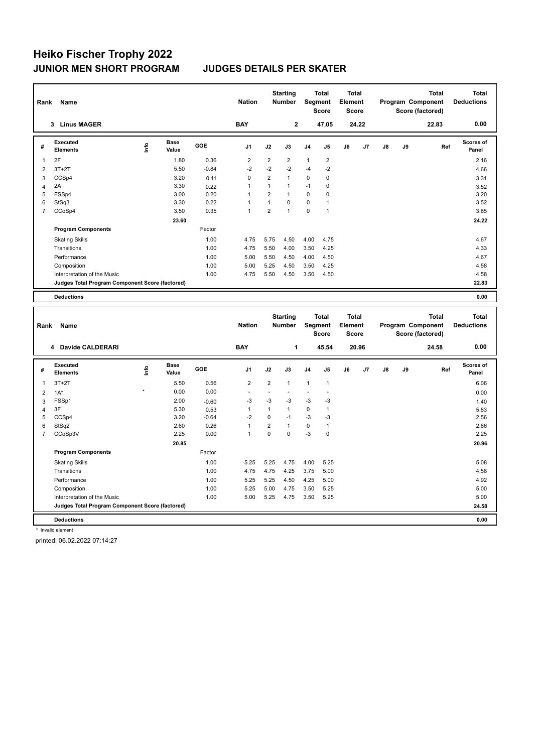# Heiko Fischer Trophy 2022

## JUNIOR MEN SHORT PROGRAM JUDGES DETAILS PER SKATER

| Rank | Name | Nation | Starting Number | Total Segment Score | Total Element Score | Total Program Component Score (factored) | Total Deductions |
|---|---|---|---|---|---|---|---|
| 3 | Linus MAGER | BAY | 2 | 47.05 | 24.22 | 22.83 | 0.00 |

| # | Executed Elements | Info | Base Value | GOE | J1 | J2 | J3 | J4 | J5 | J6 | J7 | J8 | J9 | Ref | Scores of Panel |
|---|---|---|---|---|---|---|---|---|---|---|---|---|---|---|---|
| 1 | 2F | | 1.80 | 0.36 | 2 | 2 | 2 | 1 | 2 | | | | | | 2.16 |
| 2 | 3T+2T | | 5.50 | -0.84 | -2 | -2 | -2 | -4 | -2 | | | | | | 4.66 |
| 3 | CCSp4 | | 3.20 | 0.11 | 0 | 2 | 1 | 0 | 0 | | | | | | 3.31 |
| 4 | 2A | | 3.30 | 0.22 | 1 | 1 | 1 | -1 | 0 | | | | | | 3.52 |
| 5 | FSSp4 | | 3.00 | 0.20 | 1 | 2 | 1 | 0 | 0 | | | | | | 3.20 |
| 6 | StSq3 | | 3.30 | 0.22 | 1 | 1 | 0 | 0 | 1 | | | | | | 3.52 |
| 7 | CCoSp4 | | 3.50 | 0.35 | 1 | 2 | 1 | 0 | 1 | | | | | | 3.85 |
| | | | 23.60 | | | | | | | | | | | | 24.22 |
| | **Program Components** | | | Factor | | | | | | | | | | | |
| | Skating Skills | | | 1.00 | 4.75 | 5.75 | 4.50 | 4.00 | 4.75 | | | | | | 4.67 |
| | Transitions | | | 1.00 | 4.75 | 5.50 | 4.00 | 3.50 | 4.25 | | | | | | 4.33 |
| | Performance | | | 1.00 | 5.00 | 5.50 | 4.50 | 4.00 | 4.50 | | | | | | 4.67 |
| | Composition | | | 1.00 | 5.00 | 5.25 | 4.50 | 3.50 | 4.25 | | | | | | 4.58 |
| | Interpretation of the Music | | | 1.00 | 4.75 | 5.50 | 4.50 | 3.50 | 4.50 | | | | | | 4.58 |
| | **Judges Total Program Component Score (factored)** | | | | | | | | | | | | | | 22.83 |
| | **Deductions** | | | | | | | | | | | | | | 0.00 |

| Rank | Name | Nation | Starting Number | Total Segment Score | Total Element Score | Total Program Component Score (factored) | Total Deductions |
|---|---|---|---|---|---|---|---|
| 4 | Davide CALDERARI | BAY | 1 | 45.54 | 20.96 | 24.58 | 0.00 |

| # | Executed Elements | Info | Base Value | GOE | J1 | J2 | J3 | J4 | J5 | J6 | J7 | J8 | J9 | Ref | Scores of Panel |
|---|---|---|---|---|---|---|---|---|---|---|---|---|---|---|---|
| 1 | 3T+2T | | 5.50 | 0.56 | 2 | 2 | 1 | 1 | 1 | | | | | | 6.06 |
| 2 | 1A* | * | 0.00 | 0.00 | - | - | - | - | - | | | | | | 0.00 |
| 3 | FSSp1 | | 2.00 | -0.60 | -3 | -3 | -3 | -3 | -3 | | | | | | 1.40 |
| 4 | 3F | | 5.30 | 0.53 | 1 | 1 | 1 | 0 | 1 | | | | | | 5.83 |
| 5 | CCSp4 | | 3.20 | -0.64 | -2 | 0 | -1 | -3 | -3 | | | | | | 2.56 |
| 6 | StSq2 | | 2.60 | 0.26 | 1 | 2 | 1 | 0 | 1 | | | | | | 2.86 |
| 7 | CCoSp3V | | 2.25 | 0.00 | 1 | 0 | 0 | -3 | 0 | | | | | | 2.25 |
| | | | 20.85 | | | | | | | | | | | | 20.96 |
| | **Program Components** | | | Factor | | | | | | | | | | | |
| | Skating Skills | | | 1.00 | 5.25 | 5.25 | 4.75 | 4.00 | 5.25 | | | | | | 5.08 |
| | Transitions | | | 1.00 | 4.75 | 4.75 | 4.25 | 3.75 | 5.00 | | | | | | 4.58 |
| | Performance | | | 1.00 | 5.25 | 5.25 | 4.50 | 4.25 | 5.00 | | | | | | 4.92 |
| | Composition | | | 1.00 | 5.25 | 5.00 | 4.75 | 3.50 | 5.25 | | | | | | 5.00 |
| | Interpretation of the Music | | | 1.00 | 5.00 | 5.25 | 4.75 | 3.50 | 5.25 | | | | | | 5.00 |
| | **Judges Total Program Component Score (factored)** | | | | | | | | | | | | | | 24.58 |
| | **Deductions** | | | | | | | | | | | | | | 0.00 |

\* Invalid element

printed: 06.02.2022 07:14:27